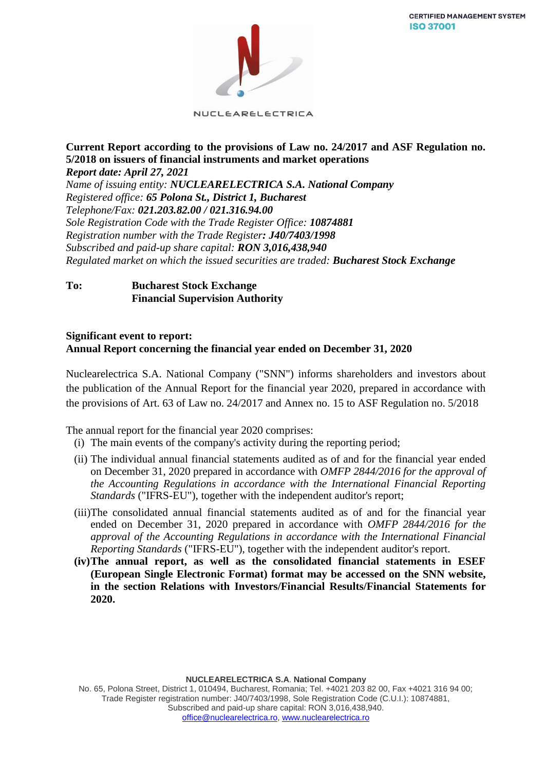CERTIFIED MANAGEMENT SYSTEM
ISO 37001

NUCLEARELECTRICA

**Current Report according to the provisions of Law no. 24/2017 and ASF Regulation no. 5/2018 on issuers of financial instruments and market operations**
***Report date: April 27, 2021***
*Name of issuing entity:* ***NUCLEARELECTRICA S.A. National Company***
*Registered office:* ***65 Polona St., District 1, Bucharest***
*Telephone/Fax:* ***021.203.82.00 / 021.316.94.00***
*Sole Registration Code with the Trade Register Office:* ***10874881***
*Registration number with the Trade Register****: J40/7403/1998***
*Subscribed and paid-up share capital:* ***RON 3,016,438,940***
*Regulated market on which the issued securities are traded:* ***Bucharest Stock Exchange***

**To:** **Bucharest Stock Exchange**
**Financial Supervision Authority**

**Significant event to report:**
**Annual Report concerning the financial year ended on December 31, 2020**

Nuclearelectrica S.A. National Company ("SNN") informs shareholders and investors about the publication of the Annual Report for the financial year 2020, prepared in accordance with the provisions of Art. 63 of Law no. 24/2017 and Annex no. 15 to ASF Regulation no. 5/2018

The annual report for the financial year 2020 comprises:

- (i) The main events of the company's activity during the reporting period;
- (ii) The individual annual financial statements audited as of and for the financial year ended on December 31, 2020 prepared in accordance with *OMFP 2844/2016 for the approval of the Accounting Regulations in accordance with the International Financial Reporting Standards* ("IFRS-EU"), together with the independent auditor's report;
- (iii) The consolidated annual financial statements audited as of and for the financial year ended on December 31, 2020 prepared in accordance with *OMFP 2844/2016 for the approval of the Accounting Regulations in accordance with the International Financial Reporting Standards* ("IFRS-EU"), together with the independent auditor's report.
- **(iv) The annual report, as well as the consolidated financial statements in ESEF (European Single Electronic Format) format may be accessed on the SNN website, in the section Relations with Investors/Financial Results/Financial Statements for 2020.**

**NUCLEARELECTRICA S.A. National Company**
No. 65, Polona Street, District 1, 010494, Bucharest, Romania; Tel. +4021 203 82 00, Fax +4021 316 94 00;
Trade Register registration number: J40/7403/1998, Sole Registration Code (C.U.I.): 10874881,
Subscribed and paid-up share capital: RON 3,016,438,940.
office@nuclearelectrica.ro, www.nuclearelectrica.ro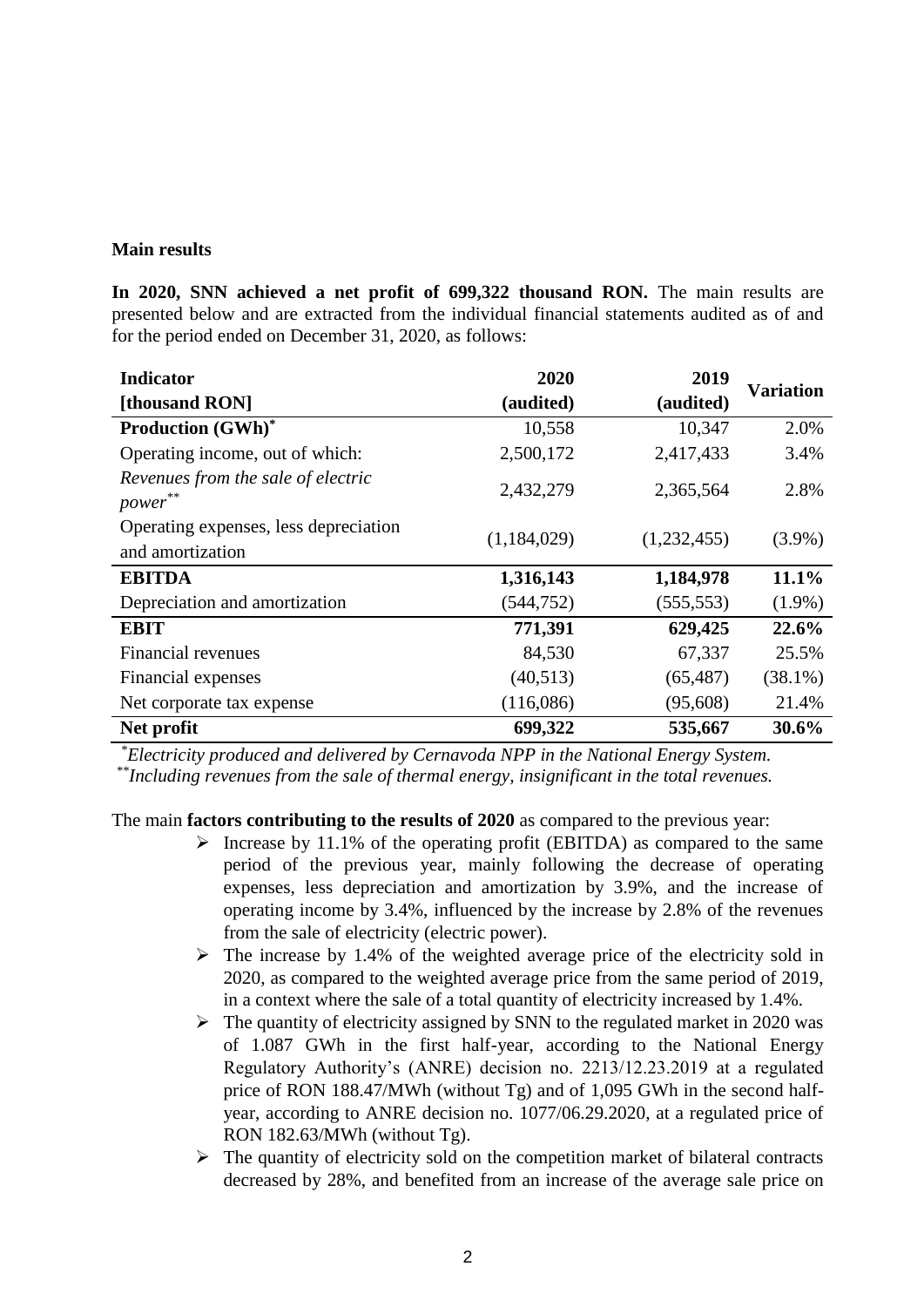**Main results**

**In 2020, SNN achieved a net profit of 699,322 thousand RON.** The main results are presented below and are extracted from the individual financial statements audited as of and for the period ended on December 31, 2020, as follows:

| **Indicator [thousand RON]** | **2020 (audited)** | **2019 (audited)** | **Variation** |
|---|---|---|---|
| **Production (GWh)*** | 10,558 | 10,347 | 2.0% |
| Operating income, out of which: | 2,500,172 | 2,417,433 | 3.4% |
| *Revenues from the sale of electric power*** | 2,432,279 | 2,365,564 | 2.8% |
| Operating expenses, less depreciation and amortization | (1,184,029) | (1,232,455) | (3.9%) |
| **EBITDA** | **1,316,143** | **1,184,978** | **11.1%** |
| Depreciation and amortization | (544,752) | (555,553) | (1.9%) |
| **EBIT** | **771,391** | **629,425** | **22.6%** |
| Financial revenues | 84,530 | 67,337 | 25.5% |
| Financial expenses | (40,513) | (65,487) | (38.1%) |
| Net corporate tax expense | (116,086) | (95,608) | 21.4% |
| **Net profit** | **699,322** | **535,667** | **30.6%** |

*\*Electricity produced and delivered by Cernavoda NPP in the National Energy System.*
*\*\*Including revenues from the sale of thermal energy, insignificant in the total revenues.*

The main **factors contributing to the results of 2020** as compared to the previous year:

- Increase by 11.1% of the operating profit (EBITDA) as compared to the same period of the previous year, mainly following the decrease of operating expenses, less depreciation and amortization by 3.9%, and the increase of operating income by 3.4%, influenced by the increase by 2.8% of the revenues from the sale of electricity (electric power).
- The increase by 1.4% of the weighted average price of the electricity sold in 2020, as compared to the weighted average price from the same period of 2019, in a context where the sale of a total quantity of electricity increased by 1.4%.
- The quantity of electricity assigned by SNN to the regulated market in 2020 was of 1.087 GWh in the first half-year, according to the National Energy Regulatory Authority's (ANRE) decision no. 2213/12.23.2019 at a regulated price of RON 188.47/MWh (without Tg) and of 1,095 GWh in the second half-year, according to ANRE decision no. 1077/06.29.2020, at a regulated price of RON 182.63/MWh (without Tg).
- The quantity of electricity sold on the competition market of bilateral contracts decreased by 28%, and benefited from an increase of the average sale price on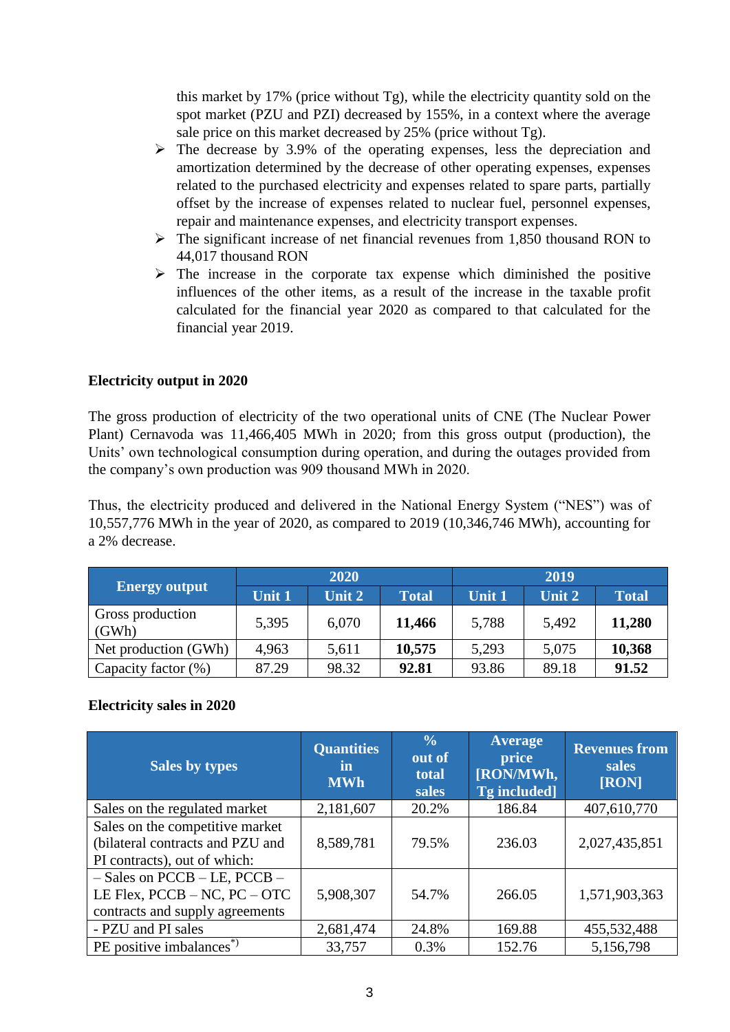this market by 17% (price without Tg), while the electricity quantity sold on the spot market (PZU and PZI) decreased by 155%, in a context where the average sale price on this market decreased by 25% (price without Tg).

- The decrease by 3.9% of the operating expenses, less the depreciation and amortization determined by the decrease of other operating expenses, expenses related to the purchased electricity and expenses related to spare parts, partially offset by the increase of expenses related to nuclear fuel, personnel expenses, repair and maintenance expenses, and electricity transport expenses.
- The significant increase of net financial revenues from 1,850 thousand RON to 44,017 thousand RON
- The increase in the corporate tax expense which diminished the positive influences of the other items, as a result of the increase in the taxable profit calculated for the financial year 2020 as compared to that calculated for the financial year 2019.

**Electricity output in 2020**

The gross production of electricity of the two operational units of CNE (The Nuclear Power Plant) Cernavoda was 11,466,405 MWh in 2020; from this gross output (production), the Units' own technological consumption during operation, and during the outages provided from the company's own production was 909 thousand MWh in 2020.

Thus, the electricity produced and delivered in the National Energy System ("NES") was of 10,557,776 MWh in the year of 2020, as compared to 2019 (10,346,746 MWh), accounting for a 2% decrease.

| Energy output | 2020 | | | 2019 | | |
|---|---|---|---|---|---|---|
| | Unit 1 | Unit 2 | Total | Unit 1 | Unit 2 | Total |
| Gross production (GWh) | 5,395 | 6,070 | **11,466** | 5,788 | 5,492 | **11,280** |
| Net production (GWh) | 4,963 | 5,611 | **10,575** | 5,293 | 5,075 | **10,368** |
| Capacity factor (%) | 87.29 | 98.32 | **92.81** | 93.86 | 89.18 | **91.52** |

**Electricity sales in 2020**

| Sales by types | Quantities in MWh | % out of total sales | Average price [RON/MWh, Tg included] | Revenues from sales [RON] |
|---|---|---|---|---|
| Sales on the regulated market | 2,181,607 | 20.2% | 186.84 | 407,610,770 |
| Sales on the competitive market (bilateral contracts and PZU and PI contracts), out of which: | 8,589,781 | 79.5% | 236.03 | 2,027,435,851 |
| – Sales on PCCB – LE, PCCB – LE Flex, PCCB – NC, PC – OTC contracts and supply agreements | 5,908,307 | 54.7% | 266.05 | 1,571,903,363 |
| - PZU and PI sales | 2,681,474 | 24.8% | 169.88 | 455,532,488 |
| PE positive imbalances[*)] | 33,757 | 0.3% | 152.76 | 5,156,798 |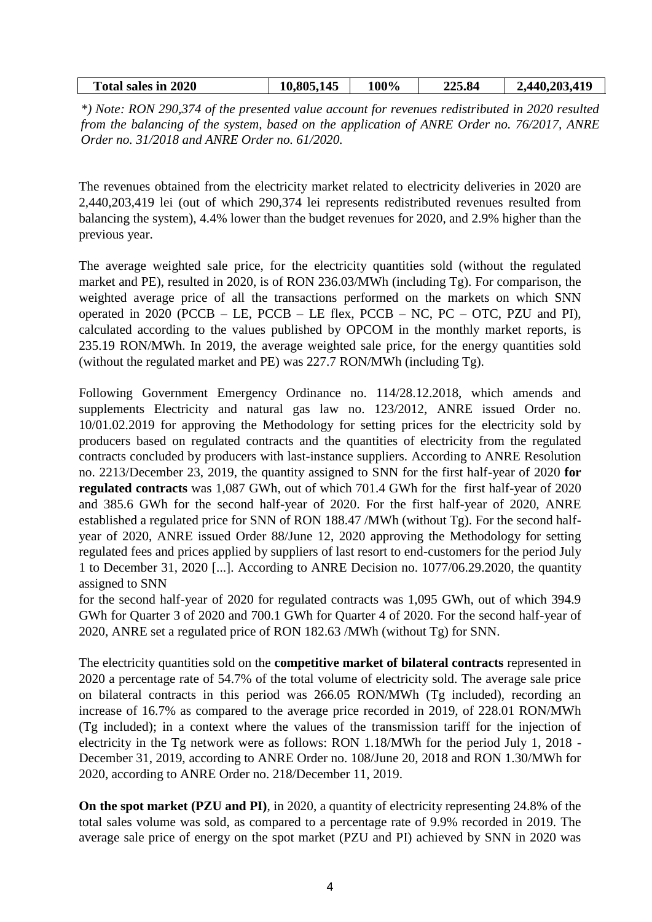| **Total sales in 2020** | **10,805,145** | **100%** | **225.84** | **2,440,203,419** |
|---|---|---|---|---|

*\*) Note: RON 290,374 of the presented value account for revenues redistributed in 2020 resulted from the balancing of the system, based on the application of ANRE Order no. 76/2017, ANRE Order no. 31/2018 and ANRE Order no. 61/2020.*

The revenues obtained from the electricity market related to electricity deliveries in 2020 are 2,440,203,419 lei (out of which 290,374 lei represents redistributed revenues resulted from balancing the system), 4.4% lower than the budget revenues for 2020, and 2.9% higher than the previous year.

The average weighted sale price, for the electricity quantities sold (without the regulated market and PE), resulted in 2020, is of RON 236.03/MWh (including Tg). For comparison, the weighted average price of all the transactions performed on the markets on which SNN operated in 2020 (PCCB – LE, PCCB – LE flex, PCCB – NC, PC – OTC, PZU and PI), calculated according to the values published by OPCOM in the monthly market reports, is 235.19 RON/MWh. In 2019, the average weighted sale price, for the energy quantities sold (without the regulated market and PE) was 227.7 RON/MWh (including Tg).

Following Government Emergency Ordinance no. 114/28.12.2018, which amends and supplements Electricity and natural gas law no. 123/2012, ANRE issued Order no. 10/01.02.2019 for approving the Methodology for setting prices for the electricity sold by producers based on regulated contracts and the quantities of electricity from the regulated contracts concluded by producers with last-instance suppliers. According to ANRE Resolution no. 2213/December 23, 2019, the quantity assigned to SNN for the first half-year of 2020 **for regulated contracts** was 1,087 GWh, out of which 701.4 GWh for the first half-year of 2020 and 385.6 GWh for the second half-year of 2020. For the first half-year of 2020, ANRE established a regulated price for SNN of RON 188.47 /MWh (without Tg). For the second half-year of 2020, ANRE issued Order 88/June 12, 2020 approving the Methodology for setting regulated fees and prices applied by suppliers of last resort to end-customers for the period July 1 to December 31, 2020 [...]. According to ANRE Decision no. 1077/06.29.2020, the quantity assigned to SNN for the second half-year of 2020 for regulated contracts was 1,095 GWh, out of which 394.9 GWh for Quarter 3 of 2020 and 700.1 GWh for Quarter 4 of 2020. For the second half-year of 2020, ANRE set a regulated price of RON 182.63 /MWh (without Tg) for SNN.

The electricity quantities sold on the **competitive market of bilateral contracts** represented in 2020 a percentage rate of 54.7% of the total volume of electricity sold. The average sale price on bilateral contracts in this period was 266.05 RON/MWh (Tg included), recording an increase of 16.7% as compared to the average price recorded in 2019, of 228.01 RON/MWh (Tg included); in a context where the values of the transmission tariff for the injection of electricity in the Tg network were as follows: RON 1.18/MWh for the period July 1, 2018 - December 31, 2019, according to ANRE Order no. 108/June 20, 2018 and RON 1.30/MWh for 2020, according to ANRE Order no. 218/December 11, 2019.

**On the spot market (PZU and PI)**, in 2020, a quantity of electricity representing 24.8% of the total sales volume was sold, as compared to a percentage rate of 9.9% recorded in 2019. The average sale price of energy on the spot market (PZU and PI) achieved by SNN in 2020 was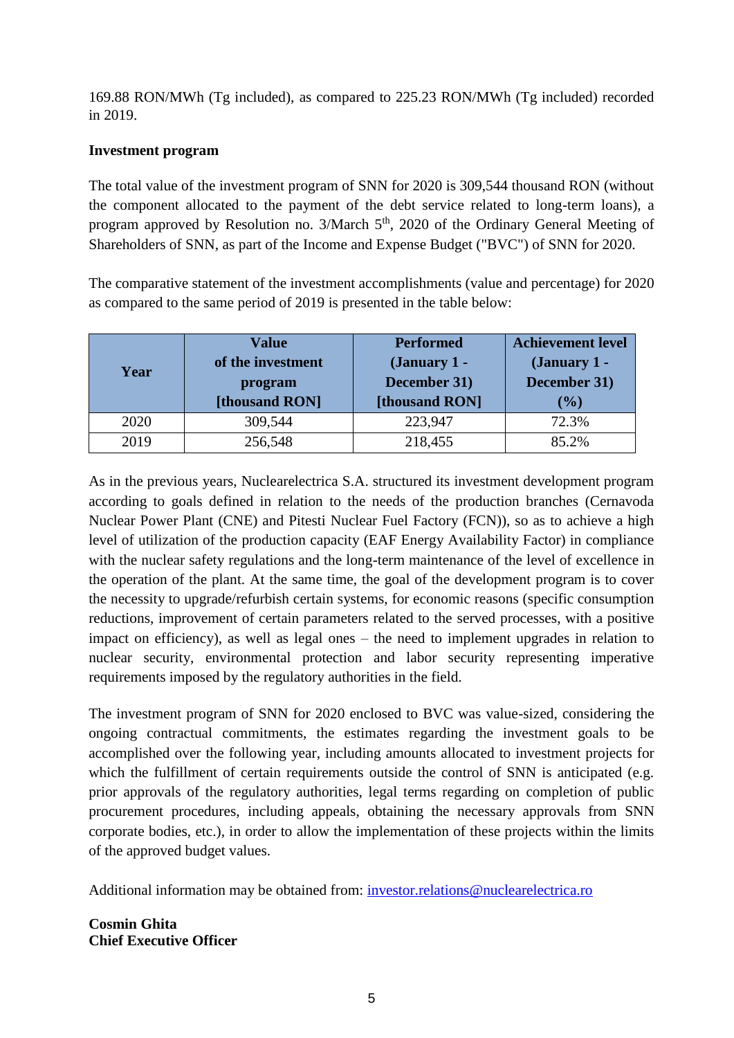169.88 RON/MWh (Tg included), as compared to 225.23 RON/MWh (Tg included) recorded in 2019.

**Investment program**

The total value of the investment program of SNN for 2020 is 309,544 thousand RON (without the component allocated to the payment of the debt service related to long-term loans), a program approved by Resolution no. 3/March 5th, 2020 of the Ordinary General Meeting of Shareholders of SNN, as part of the Income and Expense Budget ("BVC") of SNN for 2020.

The comparative statement of the investment accomplishments (value and percentage) for 2020 as compared to the same period of 2019 is presented in the table below:

| Year | Value of the investment program [thousand RON] | Performed (January 1 - December 31) [thousand RON] | Achievement level (January 1 - December 31) (%) |
|---|---|---|---|
| 2020 | 309,544 | 223,947 | 72.3% |
| 2019 | 256,548 | 218,455 | 85.2% |

As in the previous years, Nuclearelectrica S.A. structured its investment development program according to goals defined in relation to the needs of the production branches (Cernavoda Nuclear Power Plant (CNE) and Pitesti Nuclear Fuel Factory (FCN)), so as to achieve a high level of utilization of the production capacity (EAF Energy Availability Factor) in compliance with the nuclear safety regulations and the long-term maintenance of the level of excellence in the operation of the plant. At the same time, the goal of the development program is to cover the necessity to upgrade/refurbish certain systems, for economic reasons (specific consumption reductions, improvement of certain parameters related to the served processes, with a positive impact on efficiency), as well as legal ones – the need to implement upgrades in relation to nuclear security, environmental protection and labor security representing imperative requirements imposed by the regulatory authorities in the field.

The investment program of SNN for 2020 enclosed to BVC was value-sized, considering the ongoing contractual commitments, the estimates regarding the investment goals to be accomplished over the following year, including amounts allocated to investment projects for which the fulfillment of certain requirements outside the control of SNN is anticipated (e.g. prior approvals of the regulatory authorities, legal terms regarding on completion of public procurement procedures, including appeals, obtaining the necessary approvals from SNN corporate bodies, etc.), in order to allow the implementation of these projects within the limits of the approved budget values.

Additional information may be obtained from: investor.relations@nuclearelectrica.ro

**Cosmin Ghita**
**Chief Executive Officer**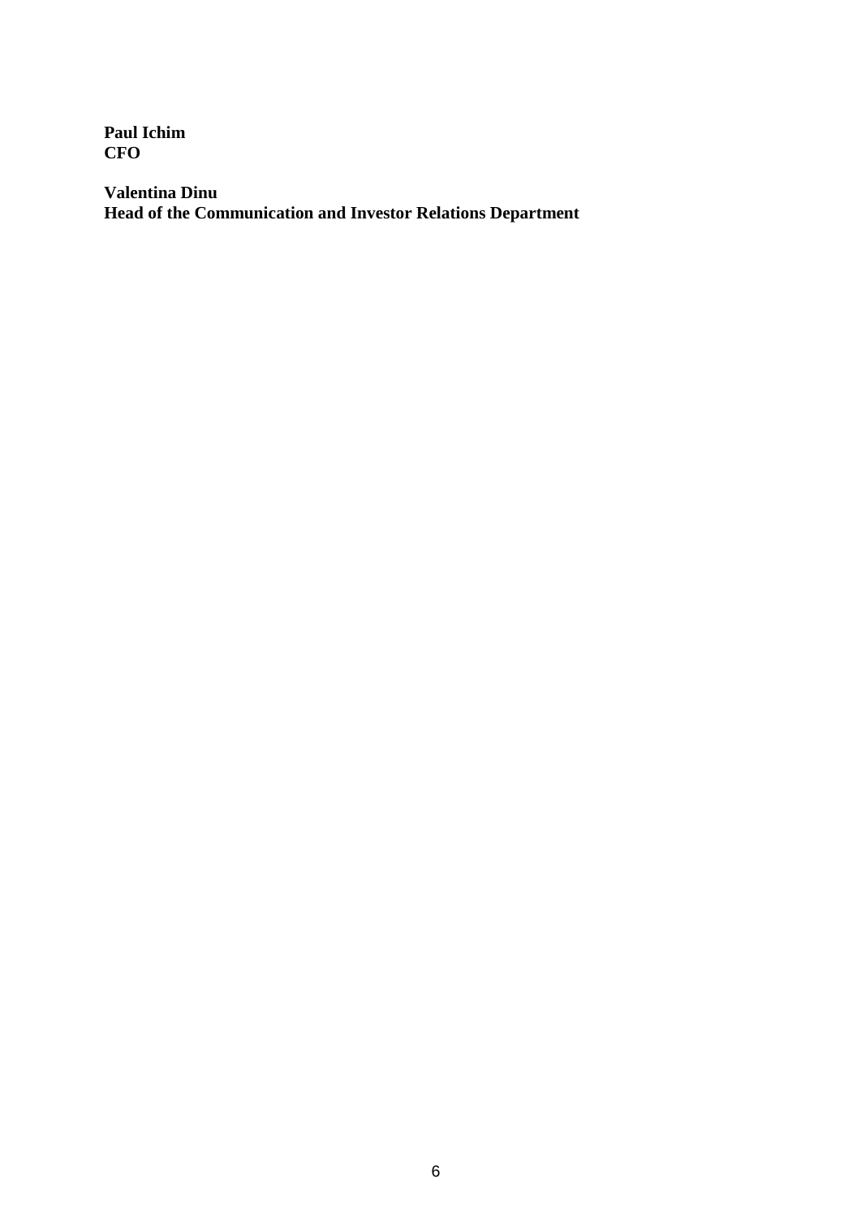**Paul Ichim**
**CFO**

**Valentina Dinu**
**Head of the Communication and Investor Relations Department**